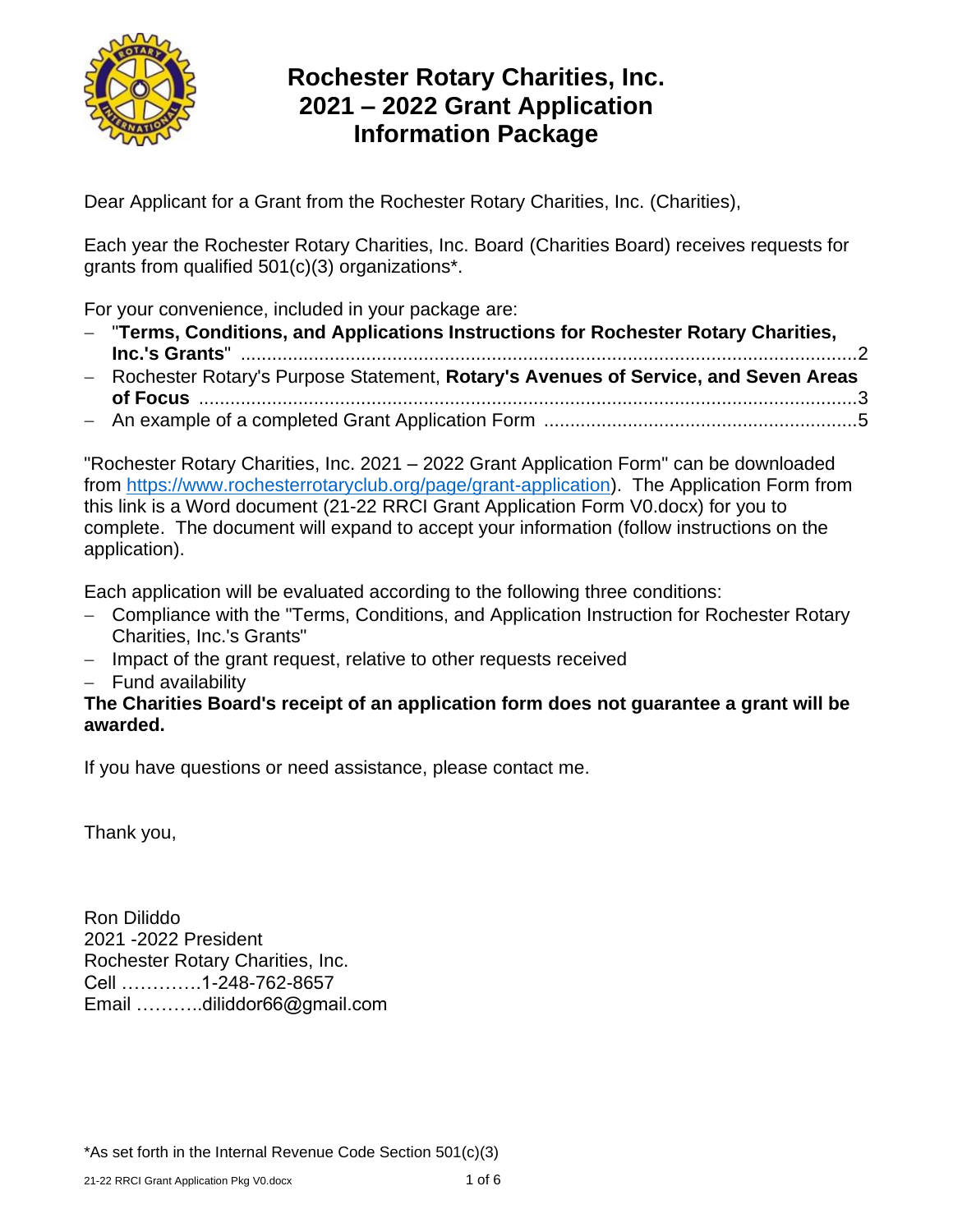# Rochester Rotary Charities, Inc.
# 2021 – 2022 Grant Application
# Information Package

Dear Applicant for a Grant from the Rochester Rotary Charities, Inc. (Charities),

Each year the Rochester Rotary Charities, Inc. Board (Charities Board) receives requests for grants from qualified 501(c)(3) organizations*.

For your convenience, included in your package are:

- "**Terms, Conditions, and Applications Instructions for Rochester Rotary Charities, Inc.'s Grants**" ........................................................................................................2
- Rochester Rotary's Purpose Statement, **Rotary's Avenues of Service, and Seven Areas of Focus** ..............................................................................................................3
- An example of a completed Grant Application Form ............................................................5

"Rochester Rotary Charities, Inc. 2021 – 2022 Grant Application Form" can be downloaded from https://www.rochesterrotaryclub.org/page/grant-application). The Application Form from this link is a Word document (21-22 RRCI Grant Application Form V0.docx) for you to complete. The document will expand to accept your information (follow instructions on the application).

Each application will be evaluated according to the following three conditions:

- Compliance with the "Terms, Conditions, and Application Instruction for Rochester Rotary Charities, Inc.'s Grants"
- Impact of the grant request, relative to other requests received
- Fund availability

**The Charities Board's receipt of an application form does not guarantee a grant will be awarded.**

If you have questions or need assistance, please contact me.

Thank you,

Ron Diliddo
2021 -2022 President
Rochester Rotary Charities, Inc.
Cell ………….1-248-762-8657
Email ………..diliddor66@gmail.com

*As set forth in the Internal Revenue Code Section 501(c)(3)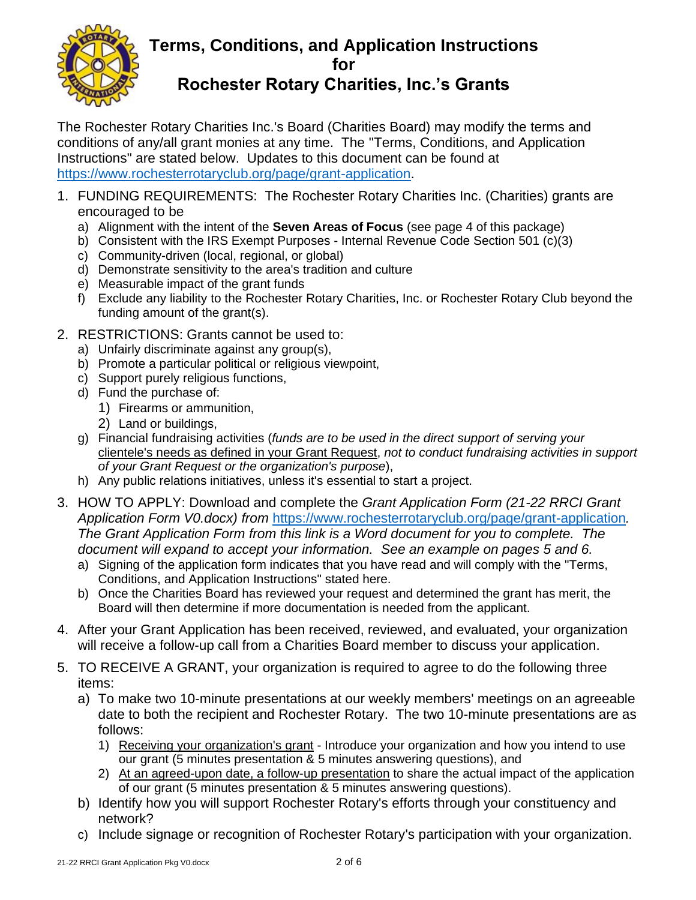# Terms, Conditions, and Application Instructions for Rochester Rotary Charities, Inc.'s Grants

The Rochester Rotary Charities Inc.'s Board (Charities Board) may modify the terms and conditions of any/all grant monies at any time. The "Terms, Conditions, and Application Instructions" are stated below. Updates to this document can be found at https://www.rochesterrotaryclub.org/page/grant-application.

1. FUNDING REQUIREMENTS: The Rochester Rotary Charities Inc. (Charities) grants are encouraged to be
   a) Alignment with the intent of the **Seven Areas of Focus** (see page 4 of this package)
   b) Consistent with the IRS Exempt Purposes - Internal Revenue Code Section 501 (c)(3)
   c) Community-driven (local, regional, or global)
   d) Demonstrate sensitivity to the area's tradition and culture
   e) Measurable impact of the grant funds
   f) Exclude any liability to the Rochester Rotary Charities, Inc. or Rochester Rotary Club beyond the funding amount of the grant(s).
2. RESTRICTIONS: Grants cannot be used to:
   a) Unfairly discriminate against any group(s),
   b) Promote a particular political or religious viewpoint,
   c) Support purely religious functions,
   d) Fund the purchase of:
      1) Firearms or ammunition,
      2) Land or buildings,
   g) Financial fundraising activities (*funds are to be used in the direct support of serving your* clientele's needs as defined in your Grant Request, *not to conduct fundraising activities in support of your Grant Request or the organization's purpose*),
   h) Any public relations initiatives, unless it's essential to start a project.
3. HOW TO APPLY: Download and complete the *Grant Application Form (21-22 RRCI Grant Application Form V0.docx) from* https://www.rochesterrotaryclub.org/page/grant-application*. The Grant Application Form from this link is a Word document for you to complete. The document will expand to accept your information. See an example on pages 5 and 6.*
   a) Signing of the application form indicates that you have read and will comply with the "Terms, Conditions, and Application Instructions" stated here.
   b) Once the Charities Board has reviewed your request and determined the grant has merit, the Board will then determine if more documentation is needed from the applicant.
4. After your Grant Application has been received, reviewed, and evaluated, your organization will receive a follow-up call from a Charities Board member to discuss your application.
5. TO RECEIVE A GRANT, your organization is required to agree to do the following three items:
   a) To make two 10-minute presentations at our weekly members' meetings on an agreeable date to both the recipient and Rochester Rotary. The two 10-minute presentations are as follows:
      1) Receiving your organization's grant - Introduce your organization and how you intend to use our grant (5 minutes presentation & 5 minutes answering questions), and
      2) At an agreed-upon date, a follow-up presentation to share the actual impact of the application of our grant (5 minutes presentation & 5 minutes answering questions).
   b) Identify how you will support Rochester Rotary's efforts through your constituency and network?
   c) Include signage or recognition of Rochester Rotary's participation with your organization.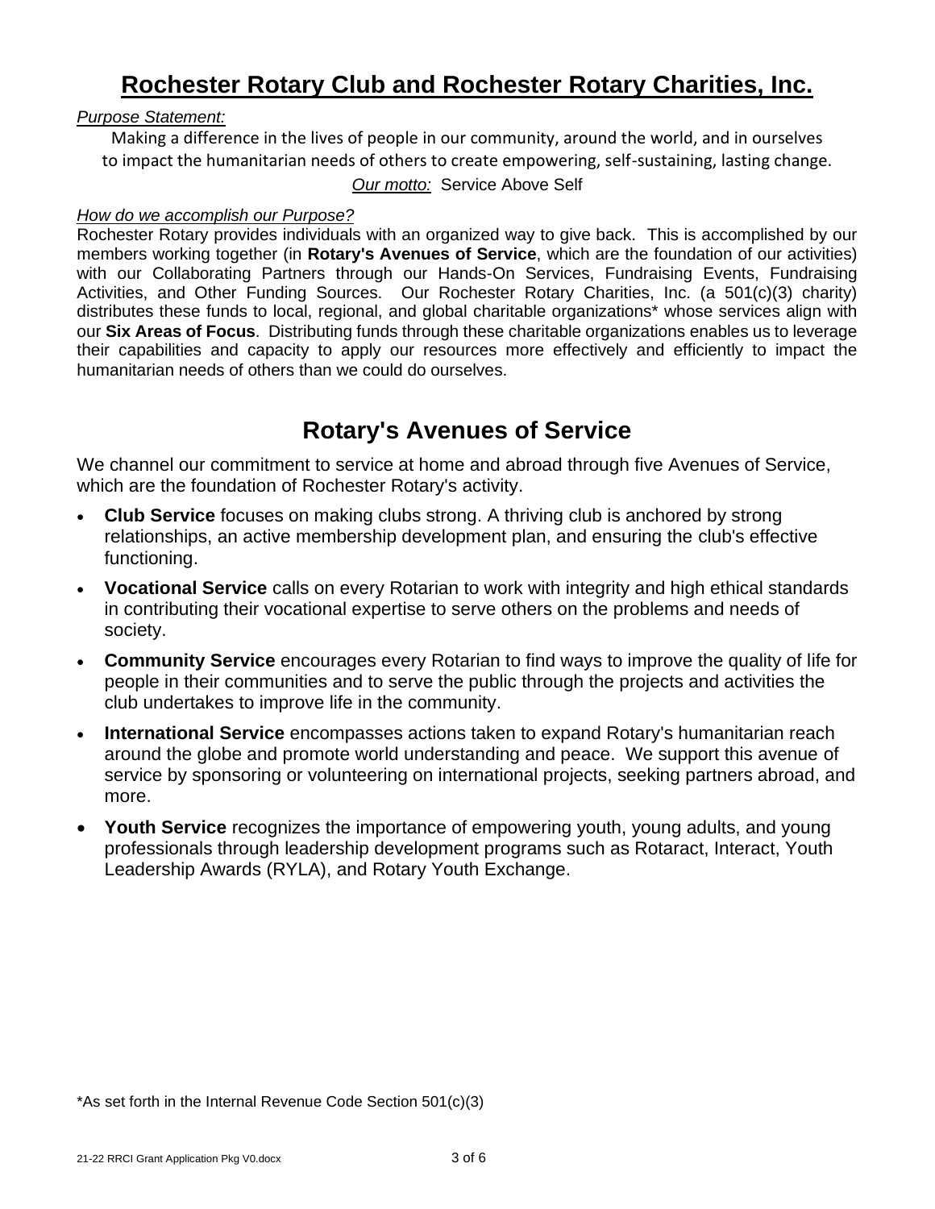# Rochester Rotary Club and Rochester Rotary Charities, Inc.

*Purpose Statement:*

Making a difference in the lives of people in our community, around the world, and in ourselves to impact the humanitarian needs of others to create empowering, self-sustaining, lasting change.

*Our motto:* Service Above Self

*How do we accomplish our Purpose?*

Rochester Rotary provides individuals with an organized way to give back. This is accomplished by our members working together (in **Rotary's Avenues of Service**, which are the foundation of our activities) with our Collaborating Partners through our Hands-On Services, Fundraising Events, Fundraising Activities, and Other Funding Sources. Our Rochester Rotary Charities, Inc. (a 501(c)(3) charity) distributes these funds to local, regional, and global charitable organizations* whose services align with our **Six Areas of Focus**. Distributing funds through these charitable organizations enables us to leverage their capabilities and capacity to apply our resources more effectively and efficiently to impact the humanitarian needs of others than we could do ourselves.

## Rotary's Avenues of Service

We channel our commitment to service at home and abroad through five Avenues of Service, which are the foundation of Rochester Rotary's activity.

- **Club Service** focuses on making clubs strong. A thriving club is anchored by strong relationships, an active membership development plan, and ensuring the club's effective functioning.
- **Vocational Service** calls on every Rotarian to work with integrity and high ethical standards in contributing their vocational expertise to serve others on the problems and needs of society.
- **Community Service** encourages every Rotarian to find ways to improve the quality of life for people in their communities and to serve the public through the projects and activities the club undertakes to improve life in the community.
- **International Service** encompasses actions taken to expand Rotary's humanitarian reach around the globe and promote world understanding and peace. We support this avenue of service by sponsoring or volunteering on international projects, seeking partners abroad, and more.
- **Youth Service** recognizes the importance of empowering youth, young adults, and young professionals through leadership development programs such as Rotaract, Interact, Youth Leadership Awards (RYLA), and Rotary Youth Exchange.

*As set forth in the Internal Revenue Code Section 501(c)(3)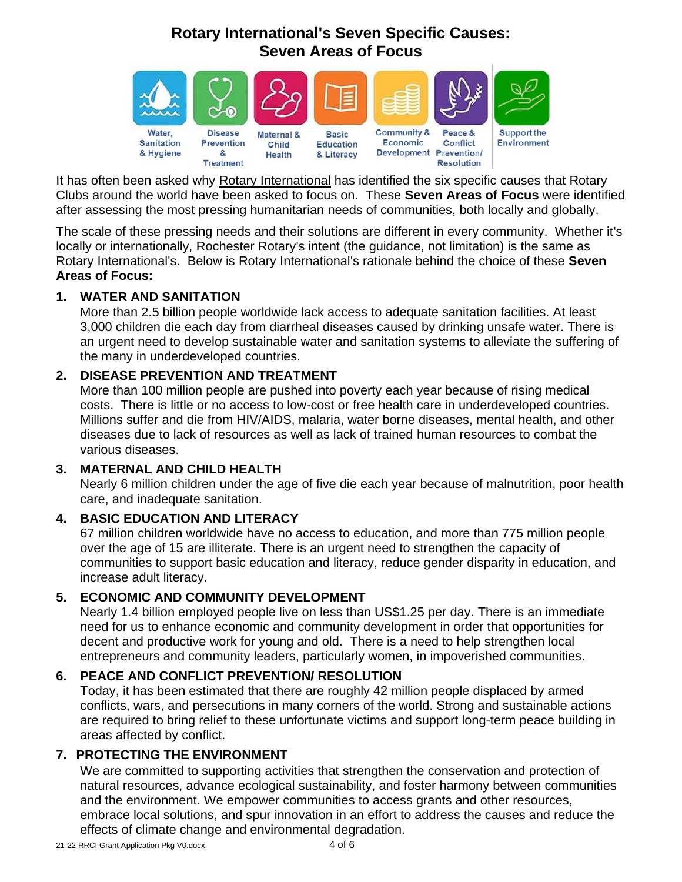# Rotary International's Seven Specific Causes: Seven Areas of Focus

Water, Sanitation & Hygiene | Disease Prevention & Treatment | Maternal & Child Health | Basic Education & Literacy | Community & Economic Development | Peace & Conflict Prevention/ Resolution | Support the Environment

It has often been asked why Rotary International has identified the six specific causes that Rotary Clubs around the world have been asked to focus on. These **Seven Areas of Focus** were identified after assessing the most pressing humanitarian needs of communities, both locally and globally.

The scale of these pressing needs and their solutions are different in every community. Whether it's locally or internationally, Rochester Rotary's intent (the guidance, not limitation) is the same as Rotary International's. Below is Rotary International's rationale behind the choice of these **Seven Areas of Focus:**

1. **WATER AND SANITATION**
   More than 2.5 billion people worldwide lack access to adequate sanitation facilities. At least 3,000 children die each day from diarrheal diseases caused by drinking unsafe water. There is an urgent need to develop sustainable water and sanitation systems to alleviate the suffering of the many in underdeveloped countries.

2. **DISEASE PREVENTION AND TREATMENT**
   More than 100 million people are pushed into poverty each year because of rising medical costs. There is little or no access to low-cost or free health care in underdeveloped countries. Millions suffer and die from HIV/AIDS, malaria, water borne diseases, mental health, and other diseases due to lack of resources as well as lack of trained human resources to combat the various diseases.

3. **MATERNAL AND CHILD HEALTH**
   Nearly 6 million children under the age of five die each year because of malnutrition, poor health care, and inadequate sanitation.

4. **BASIC EDUCATION AND LITERACY**
   67 million children worldwide have no access to education, and more than 775 million people over the age of 15 are illiterate. There is an urgent need to strengthen the capacity of communities to support basic education and literacy, reduce gender disparity in education, and increase adult literacy.

5. **ECONOMIC AND COMMUNITY DEVELOPMENT**
   Nearly 1.4 billion employed people live on less than US$1.25 per day. There is an immediate need for us to enhance economic and community development in order that opportunities for decent and productive work for young and old. There is a need to help strengthen local entrepreneurs and community leaders, particularly women, in impoverished communities.

6. **PEACE AND CONFLICT PREVENTION/ RESOLUTION**
   Today, it has been estimated that there are roughly 42 million people displaced by armed conflicts, wars, and persecutions in many corners of the world. Strong and sustainable actions are required to bring relief to these unfortunate victims and support long-term peace building in areas affected by conflict.

7. **PROTECTING THE ENVIRONMENT**
   We are committed to supporting activities that strengthen the conservation and protection of natural resources, advance ecological sustainability, and foster harmony between communities and the environment. We empower communities to access grants and other resources, embrace local solutions, and spur innovation in an effort to address the causes and reduce the effects of climate change and environmental degradation.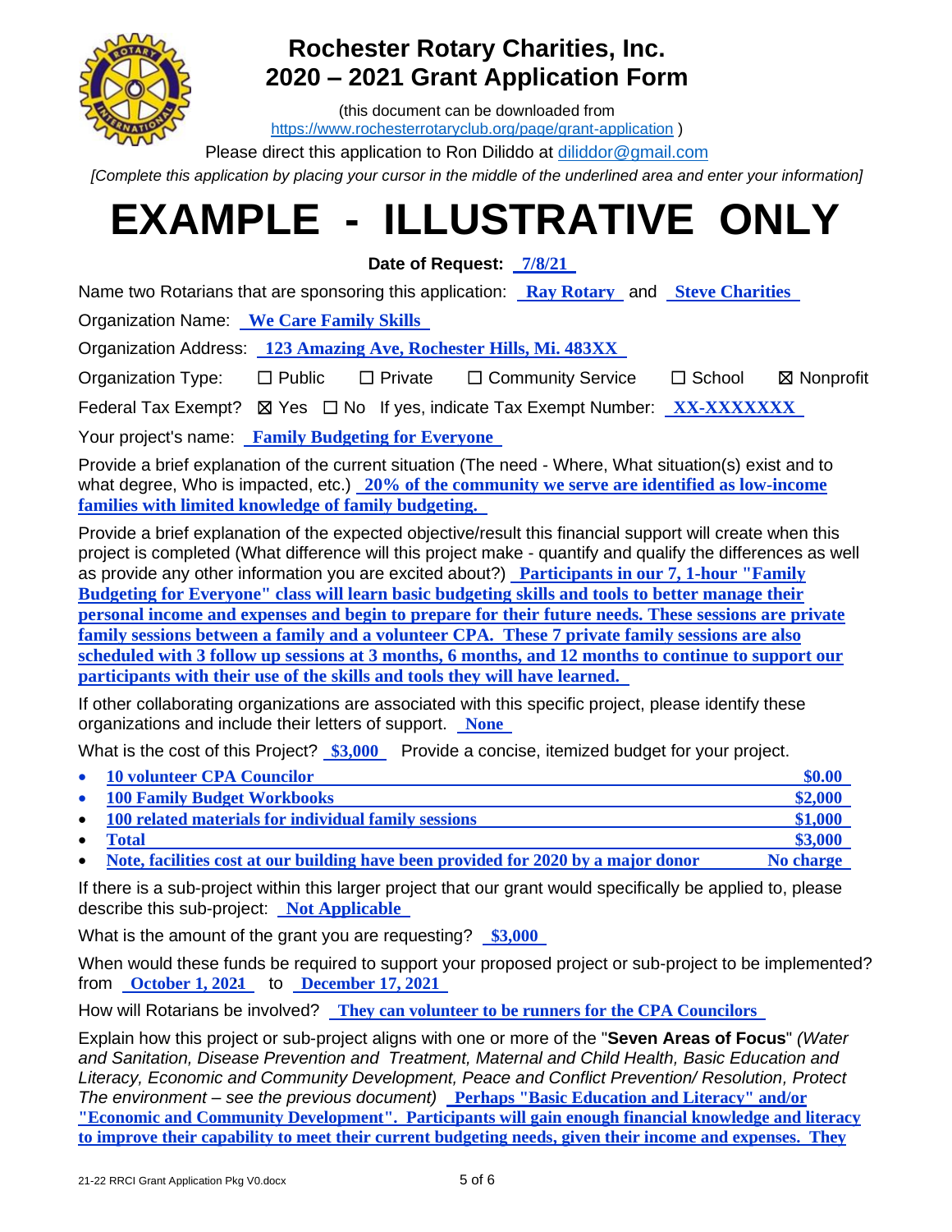# Rochester Rotary Charities, Inc.
# 2020 – 2021 Grant Application Form

(this document can be downloaded from https://www.rochesterrotaryclub.org/page/grant-application )

Please direct this application to Ron Diliddo at diliddor@gmail.com

*[Complete this application by placing your cursor in the middle of the underlined area and enter your information]*

# EXAMPLE - ILLUSTRATIVE ONLY

**Date of Request:** **7/8/21**

Name two Rotarians that are sponsoring this application: **Ray Rotary** and **Steve Charities**

Organization Name: **We Care Family Skills**

Organization Address: **123 Amazing Ave, Rochester Hills, Mi. 483XX**

Organization Type: ☐ Public ☐ Private ☐ Community Service ☐ School ☒ Nonprofit

Federal Tax Exempt? ☒ Yes ☐ No If yes, indicate Tax Exempt Number: **XX-XXXXXXX**

Your project's name: **Family Budgeting for Everyone**

Provide a brief explanation of the current situation (The need - Where, What situation(s) exist and to what degree, Who is impacted, etc.) **20% of the community we serve are identified as low-income families with limited knowledge of family budgeting.**

Provide a brief explanation of the expected objective/result this financial support will create when this project is completed (What difference will this project make - quantify and qualify the differences as well as provide any other information you are excited about?) **Participants in our 7, 1-hour "Family Budgeting for Everyone" class will learn basic budgeting skills and tools to better manage their personal income and expenses and begin to prepare for their future needs. These sessions are private family sessions between a family and a volunteer CPA. These 7 private family sessions are also scheduled with 3 follow up sessions at 3 months, 6 months, and 12 months to continue to support our participants with their use of the skills and tools they will have learned.**

If other collaborating organizations are associated with this specific project, please identify these organizations and include their letters of support. **None**

What is the cost of this Project? **$3,000** Provide a concise, itemized budget for your project.

- **10 volunteer CPA Councilor** — **$0.00**
- **100 Family Budget Workbooks** — **$2,000**
- **100 related materials for individual family sessions** — **$1,000**
- **Total** — **$3,000**
- **Note, facilities cost at our building have been provided for 2020 by a major donor** — **No charge**

If there is a sub-project within this larger project that our grant would specifically be applied to, please describe this sub-project: **Not Applicable**

What is the amount of the grant you are requesting? **$3,000**

When would these funds be required to support your proposed project or sub-project to be implemented? from **October 1, 2021** to **December 17, 2021**

How will Rotarians be involved? **They can volunteer to be runners for the CPA Councilors**

Explain how this project or sub-project aligns with one or more of the "**Seven Areas of Focus**" *(Water and Sanitation, Disease Prevention and Treatment, Maternal and Child Health, Basic Education and Literacy, Economic and Community Development, Peace and Conflict Prevention/ Resolution, Protect The environment – see the previous document)* **Perhaps "Basic Education and Literacy" and/or "Economic and Community Development". Participants will gain enough financial knowledge and literacy to improve their capability to meet their current budgeting needs, given their income and expenses. They**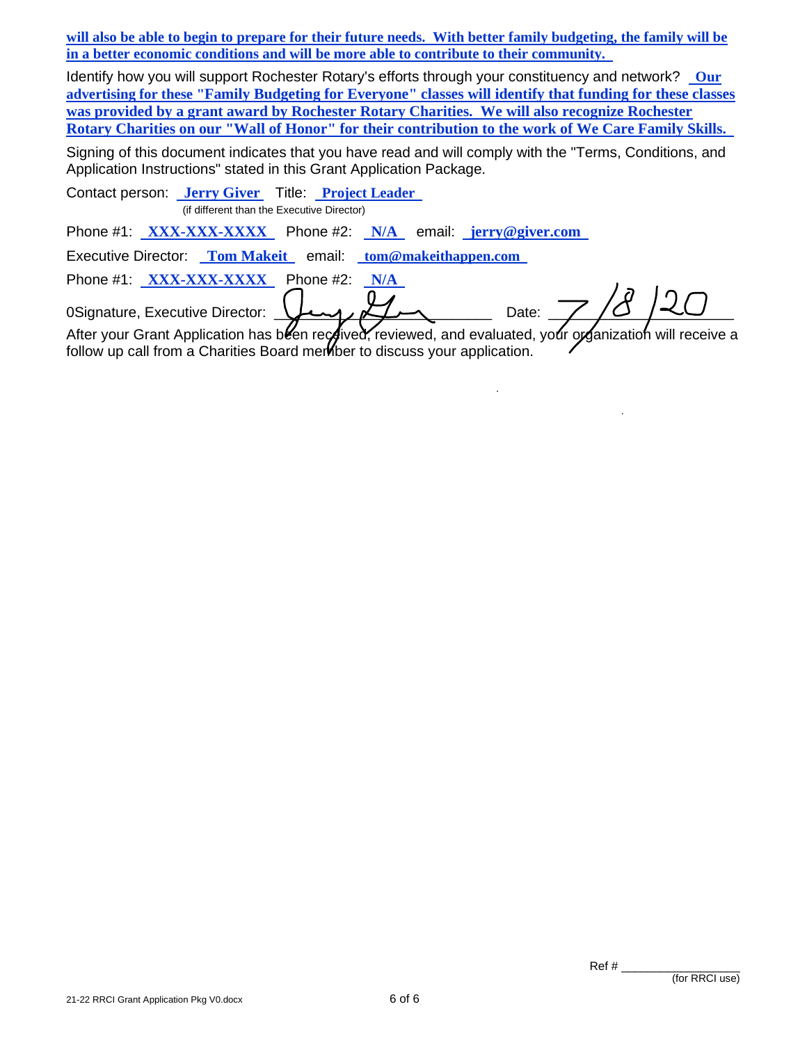will also be able to begin to prepare for their future needs. With better family budgeting, the family will be in a better economic conditions and will be more able to contribute to their community.

Identify how you will support Rochester Rotary's efforts through your constituency and network? **Our advertising for these "Family Budgeting for Everyone" classes will identify that funding for these classes was provided by a grant award by Rochester Rotary Charities. We will also recognize Rochester Rotary Charities on our "Wall of Honor" for their contribution to the work of We Care Family Skills.**

Signing of this document indicates that you have read and will comply with the "Terms, Conditions, and Application Instructions" stated in this Grant Application Package.

Contact person: **Jerry Giver** Title: **Project Leader**
(if different than the Executive Director)

Phone #1: **XXX-XXX-XXXX** Phone #2: **N/A** email: **jerry@giver.com**

Executive Director: **Tom Makeit** email: **tom@makeithappen.com**

Phone #1: **XXX-XXX-XXXX** Phone #2: **N/A**

0Signature, Executive Director: Jerry Giver Date: 7/8/20

After your Grant Application has been received, reviewed, and evaluated, your organization will receive a follow up call from a Charities Board member to discuss your application.

Ref # ________________
(for RRCI use)

21-22 RRCI Grant Application Pkg V0.docx